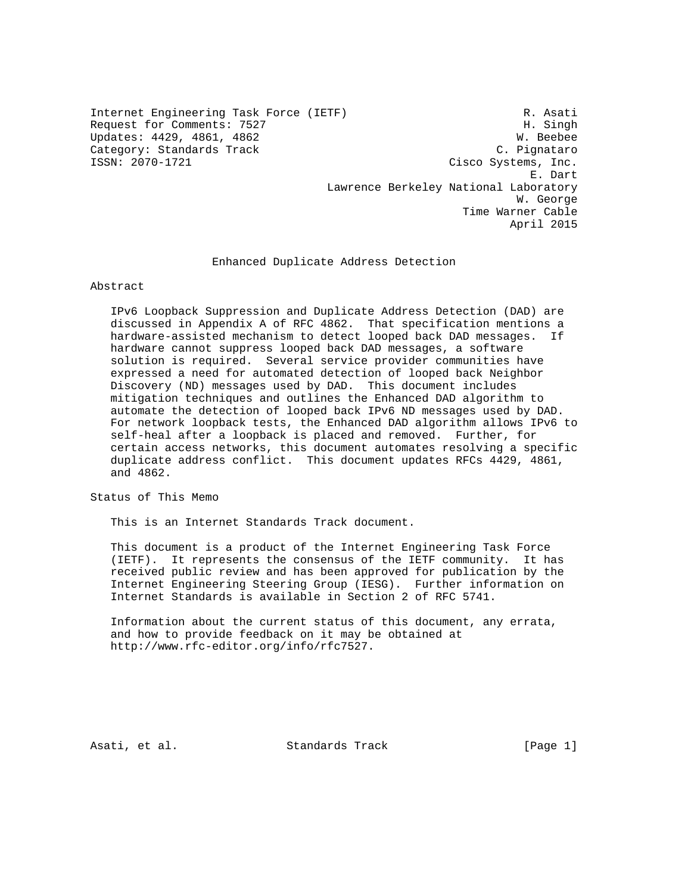Internet Engineering Task Force (IETF)  R. Asati
Request for Comments: 7527  H. Singh
Updates: 4429, 4861, 4862  W. Beebee
Category: Standards Track  C. Pignataro
ISSN: 2070-1721  Cisco Systems, Inc.
E. Dart
Lawrence Berkeley National Laboratory
W. George
Time Warner Cable
April 2015

# Enhanced Duplicate Address Detection

## Abstract

IPv6 Loopback Suppression and Duplicate Address Detection (DAD) are discussed in Appendix A of RFC 4862. That specification mentions a hardware-assisted mechanism to detect looped back DAD messages. If hardware cannot suppress looped back DAD messages, a software solution is required. Several service provider communities have expressed a need for automated detection of looped back Neighbor Discovery (ND) messages used by DAD. This document includes mitigation techniques and outlines the Enhanced DAD algorithm to automate the detection of looped back IPv6 ND messages used by DAD. For network loopback tests, the Enhanced DAD algorithm allows IPv6 to self-heal after a loopback is placed and removed. Further, for certain access networks, this document automates resolving a specific duplicate address conflict. This document updates RFCs 4429, 4861, and 4862.

## Status of This Memo

This is an Internet Standards Track document.

This document is a product of the Internet Engineering Task Force (IETF). It represents the consensus of the IETF community. It has received public review and has been approved for publication by the Internet Engineering Steering Group (IESG). Further information on Internet Standards is available in Section 2 of RFC 5741.

Information about the current status of this document, any errata, and how to provide feedback on it may be obtained at http://www.rfc-editor.org/info/rfc7527.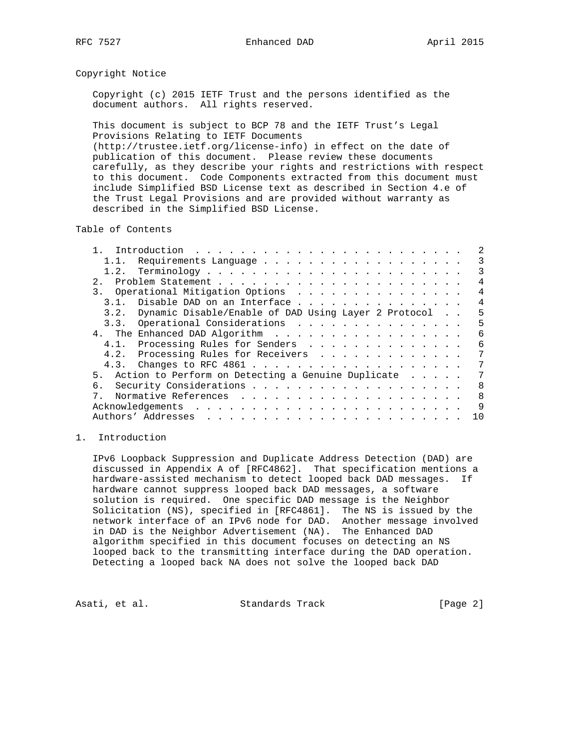## Copyright Notice

Copyright (c) 2015 IETF Trust and the persons identified as the document authors. All rights reserved.

This document is subject to BCP 78 and the IETF Trust's Legal Provisions Relating to IETF Documents (http://trustee.ietf.org/license-info) in effect on the date of publication of this document. Please review these documents carefully, as they describe your rights and restrictions with respect to this document. Code Components extracted from this document must include Simplified BSD License text as described in Section 4.e of the Trust Legal Provisions and are provided without warranty as described in the Simplified BSD License.

## Table of Contents

```
   1.  Introduction . . . . . . . . . . . . . . . . . . . . . . . .   2
     1.1.  Requirements Language . . . . . . . . . . . . . . . . . .   3
     1.2.  Terminology . . . . . . . . . . . . . . . . . . . . . . .   3
   2.  Problem Statement . . . . . . . . . . . . . . . . . . . . . .   4
   3.  Operational Mitigation Options  . . . . . . . . . . . . . . .   4
     3.1.  Disable DAD on an Interface . . . . . . . . . . . . . . .   4
     3.2.  Dynamic Disable/Enable of DAD Using Layer 2 Protocol  . .   5
     3.3.  Operational Considerations  . . . . . . . . . . . . . . .   5
   4.  The Enhanced DAD Algorithm  . . . . . . . . . . . . . . . . .   6
     4.1.  Processing Rules for Senders  . . . . . . . . . . . . . .   6
     4.2.  Processing Rules for Receivers  . . . . . . . . . . . . .   7
     4.3.  Changes to RFC 4861 . . . . . . . . . . . . . . . . . . .   7
   5.  Action to Perform on Detecting a Genuine Duplicate  . . . . .   7
   6.  Security Considerations . . . . . . . . . . . . . . . . . . .   8
   7.  Normative References  . . . . . . . . . . . . . . . . . . . .   8
   Acknowledgements  . . . . . . . . . . . . . . . . . . . . . . . .   9
   Authors' Addresses  . . . . . . . . . . . . . . . . . . . . . . .  10
```

## 1. Introduction

IPv6 Loopback Suppression and Duplicate Address Detection (DAD) are discussed in Appendix A of [RFC4862]. That specification mentions a hardware-assisted mechanism to detect looped back DAD messages. If hardware cannot suppress looped back DAD messages, a software solution is required. One specific DAD message is the Neighbor Solicitation (NS), specified in [RFC4861]. The NS is issued by the network interface of an IPv6 node for DAD. Another message involved in DAD is the Neighbor Advertisement (NA). The Enhanced DAD algorithm specified in this document focuses on detecting an NS looped back to the transmitting interface during the DAD operation. Detecting a looped back NA does not solve the looped back DAD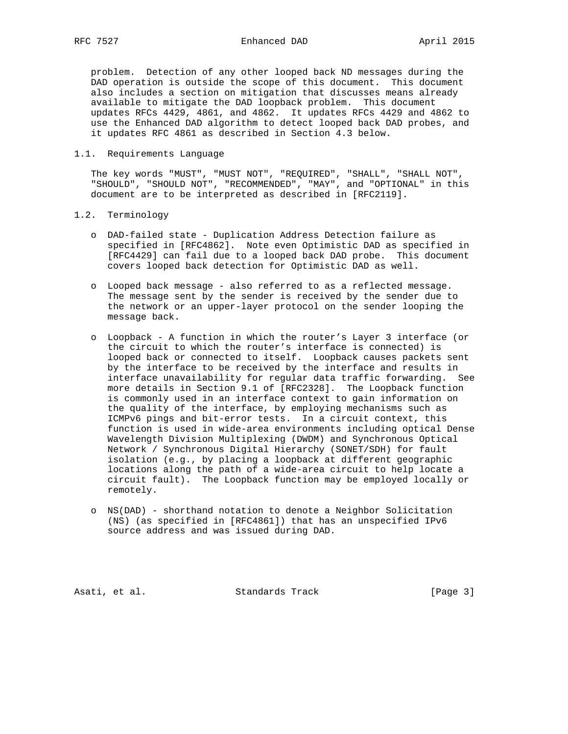problem. Detection of any other looped back ND messages during the DAD operation is outside the scope of this document. This document also includes a section on mitigation that discusses means already available to mitigate the DAD loopback problem. This document updates RFCs 4429, 4861, and 4862. It updates RFCs 4429 and 4862 to use the Enhanced DAD algorithm to detect looped back DAD probes, and it updates RFC 4861 as described in Section 4.3 below.

### 1.1. Requirements Language

The key words "MUST", "MUST NOT", "REQUIRED", "SHALL", "SHALL NOT", "SHOULD", "SHOULD NOT", "RECOMMENDED", "MAY", and "OPTIONAL" in this document are to be interpreted as described in [RFC2119].

### 1.2. Terminology

- DAD-failed state - Duplication Address Detection failure as specified in [RFC4862]. Note even Optimistic DAD as specified in [RFC4429] can fail due to a looped back DAD probe. This document covers looped back detection for Optimistic DAD as well.

- Looped back message - also referred to as a reflected message. The message sent by the sender is received by the sender due to the network or an upper-layer protocol on the sender looping the message back.

- Loopback - A function in which the router's Layer 3 interface (or the circuit to which the router's interface is connected) is looped back or connected to itself. Loopback causes packets sent by the interface to be received by the interface and results in interface unavailability for regular data traffic forwarding. See more details in Section 9.1 of [RFC2328]. The Loopback function is commonly used in an interface context to gain information on the quality of the interface, by employing mechanisms such as ICMPv6 pings and bit-error tests. In a circuit context, this function is used in wide-area environments including optical Dense Wavelength Division Multiplexing (DWDM) and Synchronous Optical Network / Synchronous Digital Hierarchy (SONET/SDH) for fault isolation (e.g., by placing a loopback at different geographic locations along the path of a wide-area circuit to help locate a circuit fault). The Loopback function may be employed locally or remotely.

- NS(DAD) - shorthand notation to denote a Neighbor Solicitation (NS) (as specified in [RFC4861]) that has an unspecified IPv6 source address and was issued during DAD.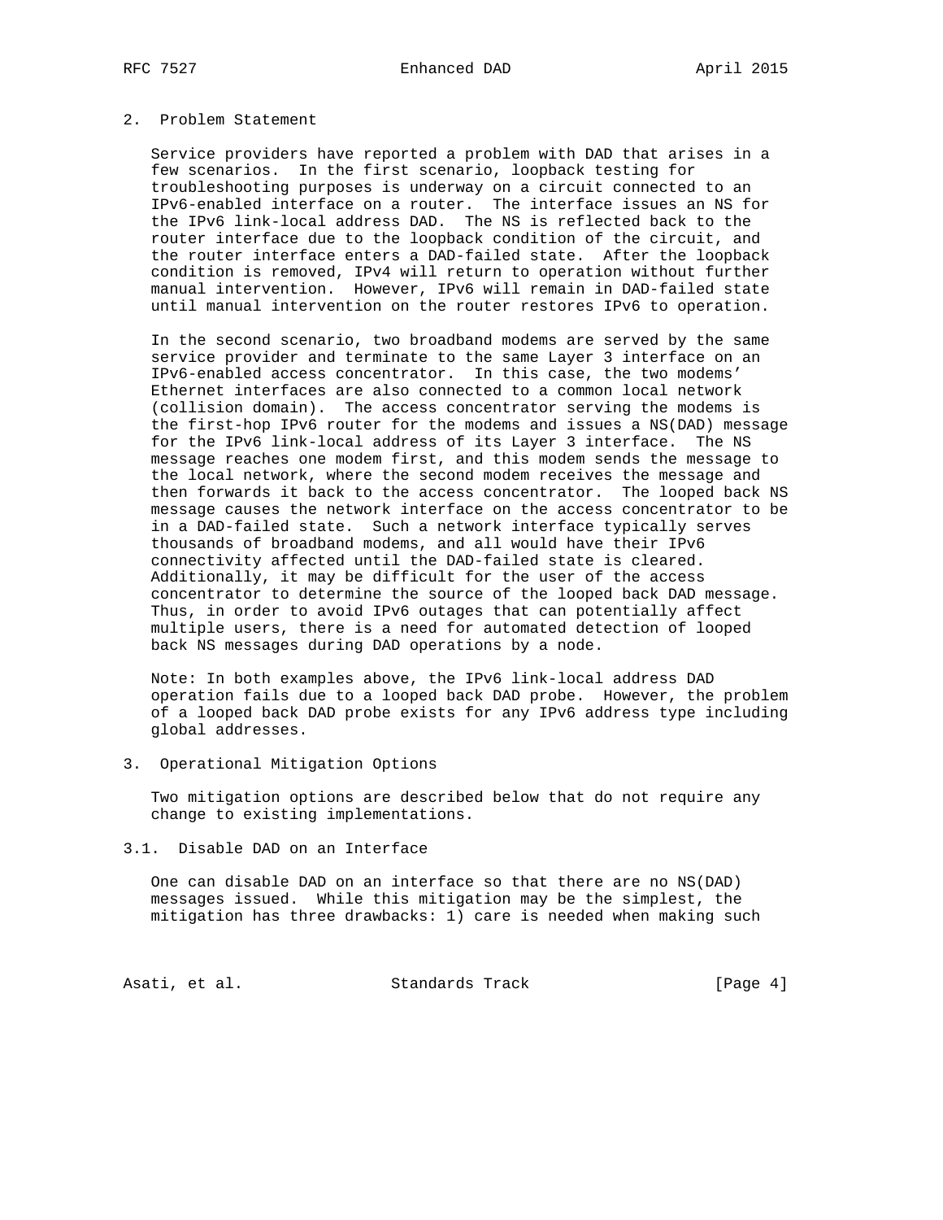## 2. Problem Statement

Service providers have reported a problem with DAD that arises in a few scenarios. In the first scenario, loopback testing for troubleshooting purposes is underway on a circuit connected to an IPv6-enabled interface on a router. The interface issues an NS for the IPv6 link-local address DAD. The NS is reflected back to the router interface due to the loopback condition of the circuit, and the router interface enters a DAD-failed state. After the loopback condition is removed, IPv4 will return to operation without further manual intervention. However, IPv6 will remain in DAD-failed state until manual intervention on the router restores IPv6 to operation.

In the second scenario, two broadband modems are served by the same service provider and terminate to the same Layer 3 interface on an IPv6-enabled access concentrator. In this case, the two modems' Ethernet interfaces are also connected to a common local network (collision domain). The access concentrator serving the modems is the first-hop IPv6 router for the modems and issues a NS(DAD) message for the IPv6 link-local address of its Layer 3 interface. The NS message reaches one modem first, and this modem sends the message to the local network, where the second modem receives the message and then forwards it back to the access concentrator. The looped back NS message causes the network interface on the access concentrator to be in a DAD-failed state. Such a network interface typically serves thousands of broadband modems, and all would have their IPv6 connectivity affected until the DAD-failed state is cleared. Additionally, it may be difficult for the user of the access concentrator to determine the source of the looped back DAD message. Thus, in order to avoid IPv6 outages that can potentially affect multiple users, there is a need for automated detection of looped back NS messages during DAD operations by a node.

Note: In both examples above, the IPv6 link-local address DAD operation fails due to a looped back DAD probe. However, the problem of a looped back DAD probe exists for any IPv6 address type including global addresses.

## 3. Operational Mitigation Options

Two mitigation options are described below that do not require any change to existing implementations.

### 3.1. Disable DAD on an Interface

One can disable DAD on an interface so that there are no NS(DAD) messages issued. While this mitigation may be the simplest, the mitigation has three drawbacks: 1) care is needed when making such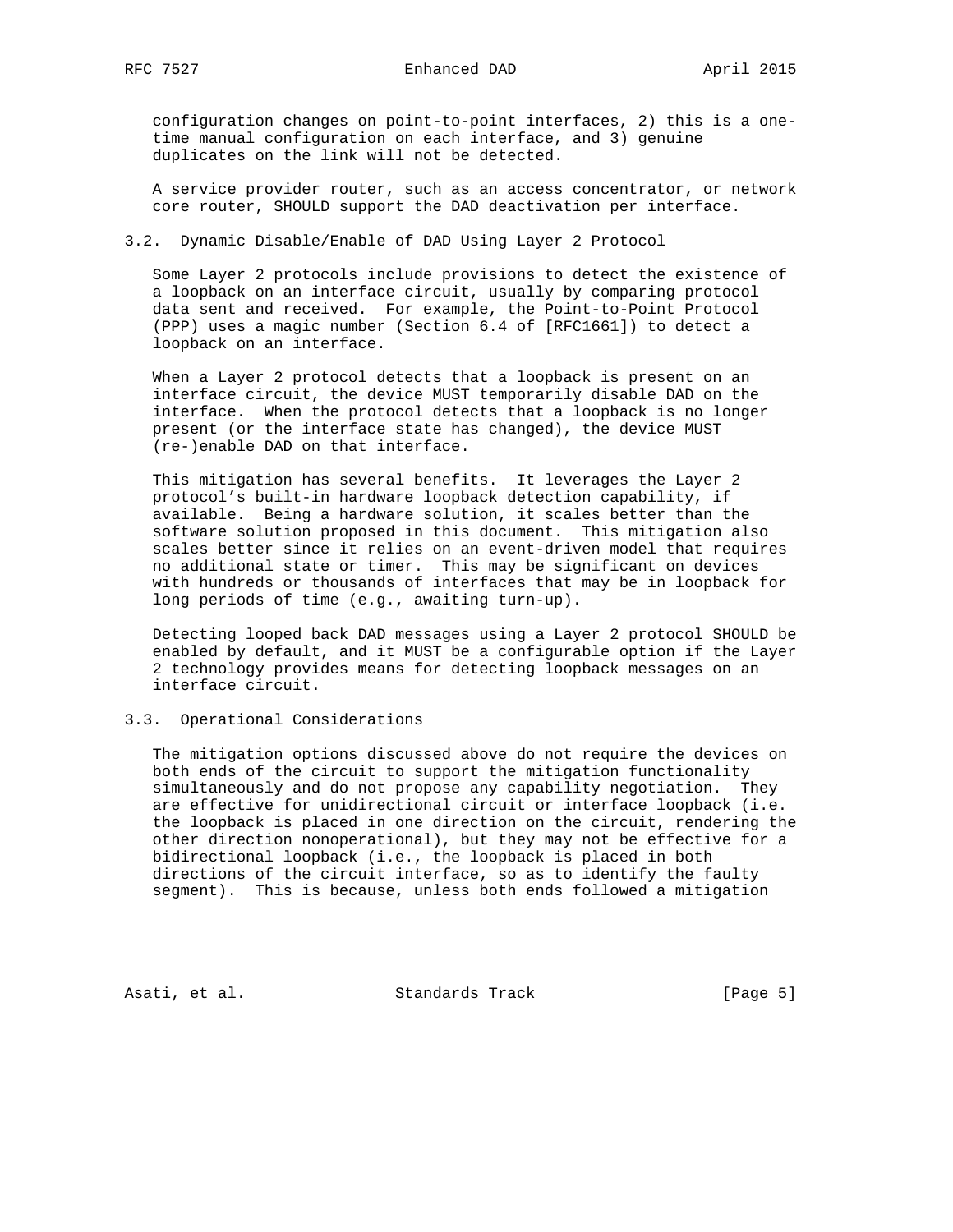configuration changes on point-to-point interfaces, 2) this is a one-time manual configuration on each interface, and 3) genuine duplicates on the link will not be detected.

A service provider router, such as an access concentrator, or network core router, SHOULD support the DAD deactivation per interface.

### 3.2. Dynamic Disable/Enable of DAD Using Layer 2 Protocol

Some Layer 2 protocols include provisions to detect the existence of a loopback on an interface circuit, usually by comparing protocol data sent and received. For example, the Point-to-Point Protocol (PPP) uses a magic number (Section 6.4 of [RFC1661]) to detect a loopback on an interface.

When a Layer 2 protocol detects that a loopback is present on an interface circuit, the device MUST temporarily disable DAD on the interface. When the protocol detects that a loopback is no longer present (or the interface state has changed), the device MUST (re-)enable DAD on that interface.

This mitigation has several benefits. It leverages the Layer 2 protocol's built-in hardware loopback detection capability, if available. Being a hardware solution, it scales better than the software solution proposed in this document. This mitigation also scales better since it relies on an event-driven model that requires no additional state or timer. This may be significant on devices with hundreds or thousands of interfaces that may be in loopback for long periods of time (e.g., awaiting turn-up).

Detecting looped back DAD messages using a Layer 2 protocol SHOULD be enabled by default, and it MUST be a configurable option if the Layer 2 technology provides means for detecting loopback messages on an interface circuit.

### 3.3. Operational Considerations

The mitigation options discussed above do not require the devices on both ends of the circuit to support the mitigation functionality simultaneously and do not propose any capability negotiation. They are effective for unidirectional circuit or interface loopback (i.e. the loopback is placed in one direction on the circuit, rendering the other direction nonoperational), but they may not be effective for a bidirectional loopback (i.e., the loopback is placed in both directions of the circuit interface, so as to identify the faulty segment). This is because, unless both ends followed a mitigation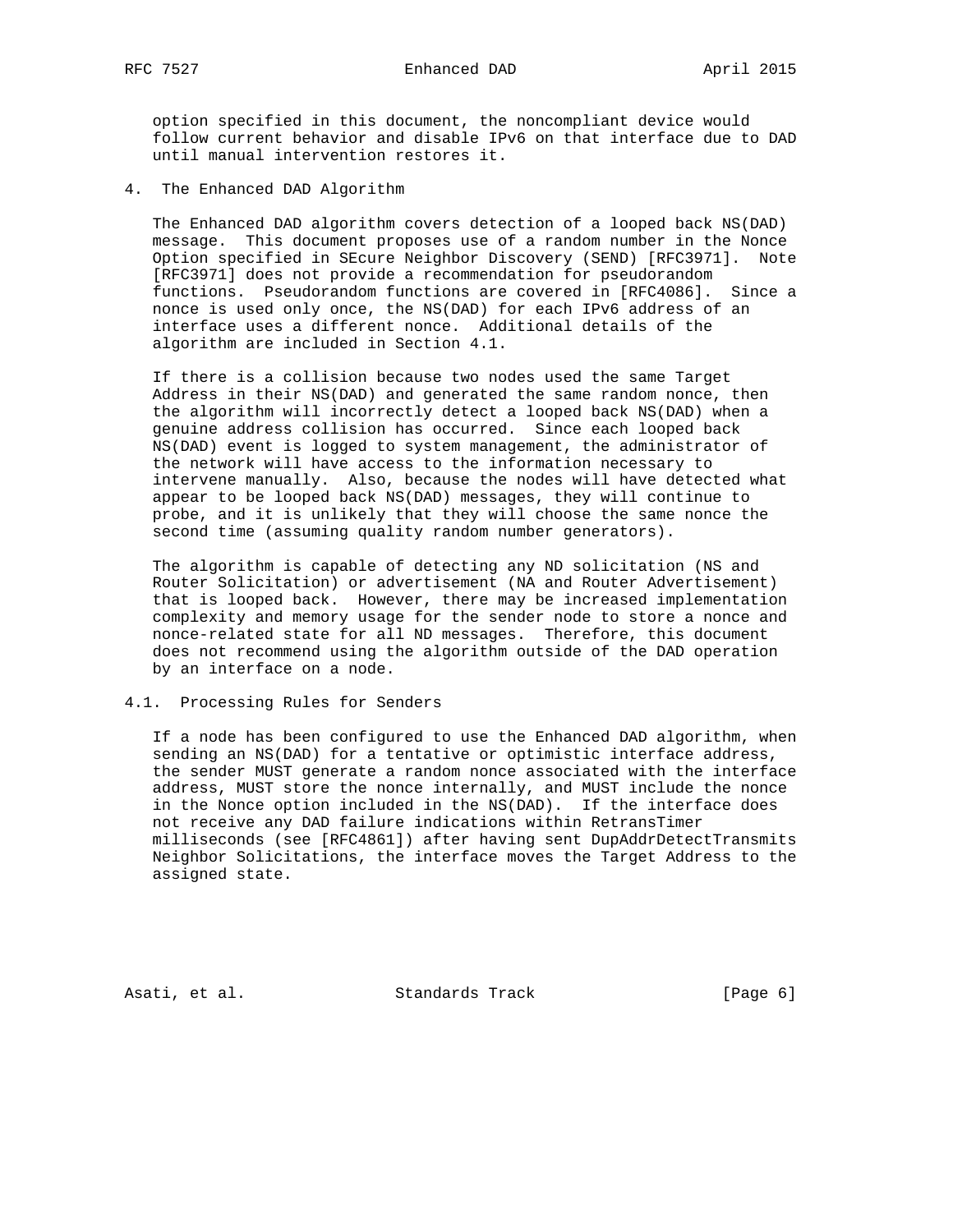option specified in this document, the noncompliant device would follow current behavior and disable IPv6 on that interface due to DAD until manual intervention restores it.

## 4. The Enhanced DAD Algorithm

The Enhanced DAD algorithm covers detection of a looped back NS(DAD) message. This document proposes use of a random number in the Nonce Option specified in SEcure Neighbor Discovery (SEND) [RFC3971]. Note [RFC3971] does not provide a recommendation for pseudorandom functions. Pseudorandom functions are covered in [RFC4086]. Since a nonce is used only once, the NS(DAD) for each IPv6 address of an interface uses a different nonce. Additional details of the algorithm are included in Section 4.1.

If there is a collision because two nodes used the same Target Address in their NS(DAD) and generated the same random nonce, then the algorithm will incorrectly detect a looped back NS(DAD) when a genuine address collision has occurred. Since each looped back NS(DAD) event is logged to system management, the administrator of the network will have access to the information necessary to intervene manually. Also, because the nodes will have detected what appear to be looped back NS(DAD) messages, they will continue to probe, and it is unlikely that they will choose the same nonce the second time (assuming quality random number generators).

The algorithm is capable of detecting any ND solicitation (NS and Router Solicitation) or advertisement (NA and Router Advertisement) that is looped back. However, there may be increased implementation complexity and memory usage for the sender node to store a nonce and nonce-related state for all ND messages. Therefore, this document does not recommend using the algorithm outside of the DAD operation by an interface on a node.

### 4.1. Processing Rules for Senders

If a node has been configured to use the Enhanced DAD algorithm, when sending an NS(DAD) for a tentative or optimistic interface address, the sender MUST generate a random nonce associated with the interface address, MUST store the nonce internally, and MUST include the nonce in the Nonce option included in the NS(DAD). If the interface does not receive any DAD failure indications within RetransTimer milliseconds (see [RFC4861]) after having sent DupAddrDetectTransmits Neighbor Solicitations, the interface moves the Target Address to the assigned state.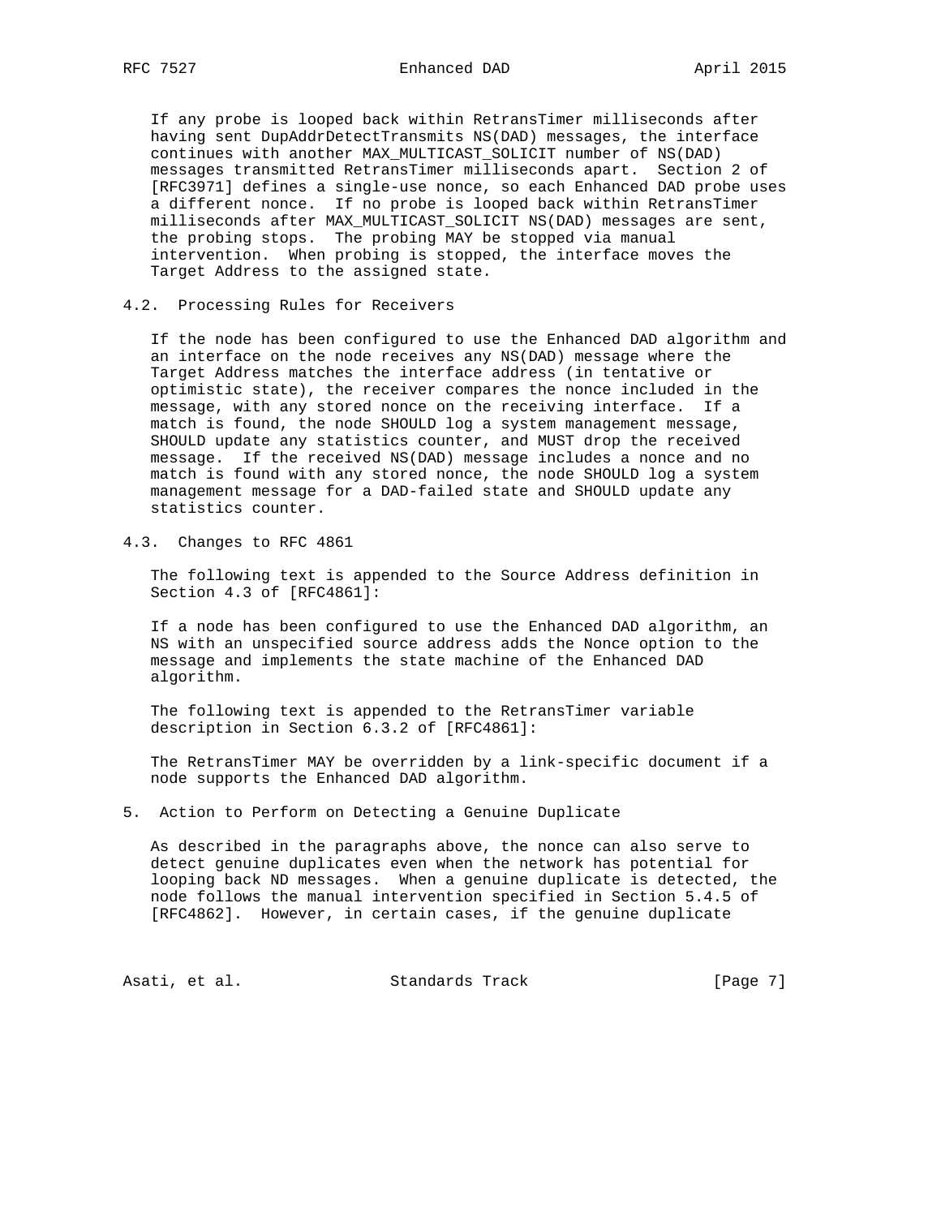If any probe is looped back within RetransTimer milliseconds after having sent DupAddrDetectTransmits NS(DAD) messages, the interface continues with another MAX_MULTICAST_SOLICIT number of NS(DAD) messages transmitted RetransTimer milliseconds apart. Section 2 of [RFC3971] defines a single-use nonce, so each Enhanced DAD probe uses a different nonce. If no probe is looped back within RetransTimer milliseconds after MAX_MULTICAST_SOLICIT NS(DAD) messages are sent, the probing stops. The probing MAY be stopped via manual intervention. When probing is stopped, the interface moves the Target Address to the assigned state.

### 4.2. Processing Rules for Receivers

If the node has been configured to use the Enhanced DAD algorithm and an interface on the node receives any NS(DAD) message where the Target Address matches the interface address (in tentative or optimistic state), the receiver compares the nonce included in the message, with any stored nonce on the receiving interface. If a match is found, the node SHOULD log a system management message, SHOULD update any statistics counter, and MUST drop the received message. If the received NS(DAD) message includes a nonce and no match is found with any stored nonce, the node SHOULD log a system management message for a DAD-failed state and SHOULD update any statistics counter.

### 4.3. Changes to RFC 4861

The following text is appended to the Source Address definition in Section 4.3 of [RFC4861]:

If a node has been configured to use the Enhanced DAD algorithm, an NS with an unspecified source address adds the Nonce option to the message and implements the state machine of the Enhanced DAD algorithm.

The following text is appended to the RetransTimer variable description in Section 6.3.2 of [RFC4861]:

The RetransTimer MAY be overridden by a link-specific document if a node supports the Enhanced DAD algorithm.

## 5. Action to Perform on Detecting a Genuine Duplicate

As described in the paragraphs above, the nonce can also serve to detect genuine duplicates even when the network has potential for looping back ND messages. When a genuine duplicate is detected, the node follows the manual intervention specified in Section 5.4.5 of [RFC4862]. However, in certain cases, if the genuine duplicate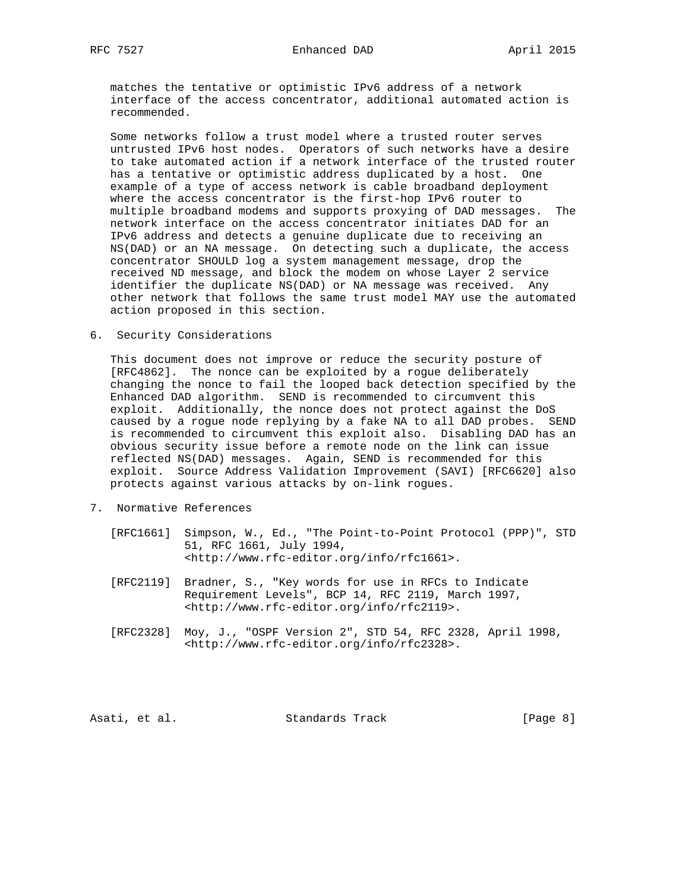matches the tentative or optimistic IPv6 address of a network interface of the access concentrator, additional automated action is recommended.

Some networks follow a trust model where a trusted router serves untrusted IPv6 host nodes. Operators of such networks have a desire to take automated action if a network interface of the trusted router has a tentative or optimistic address duplicated by a host. One example of a type of access network is cable broadband deployment where the access concentrator is the first-hop IPv6 router to multiple broadband modems and supports proxying of DAD messages. The network interface on the access concentrator initiates DAD for an IPv6 address and detects a genuine duplicate due to receiving an NS(DAD) or an NA message. On detecting such a duplicate, the access concentrator SHOULD log a system management message, drop the received ND message, and block the modem on whose Layer 2 service identifier the duplicate NS(DAD) or NA message was received. Any other network that follows the same trust model MAY use the automated action proposed in this section.

## 6. Security Considerations

This document does not improve or reduce the security posture of [RFC4862]. The nonce can be exploited by a rogue deliberately changing the nonce to fail the looped back detection specified by the Enhanced DAD algorithm. SEND is recommended to circumvent this exploit. Additionally, the nonce does not protect against the DoS caused by a rogue node replying by a fake NA to all DAD probes. SEND is recommended to circumvent this exploit also. Disabling DAD has an obvious security issue before a remote node on the link can issue reflected NS(DAD) messages. Again, SEND is recommended for this exploit. Source Address Validation Improvement (SAVI) [RFC6620] also protects against various attacks by on-link rogues.

## 7. Normative References

[RFC1661] Simpson, W., Ed., "The Point-to-Point Protocol (PPP)", STD 51, RFC 1661, July 1994, <http://www.rfc-editor.org/info/rfc1661>.

[RFC2119] Bradner, S., "Key words for use in RFCs to Indicate Requirement Levels", BCP 14, RFC 2119, March 1997, <http://www.rfc-editor.org/info/rfc2119>.

[RFC2328] Moy, J., "OSPF Version 2", STD 54, RFC 2328, April 1998, <http://www.rfc-editor.org/info/rfc2328>.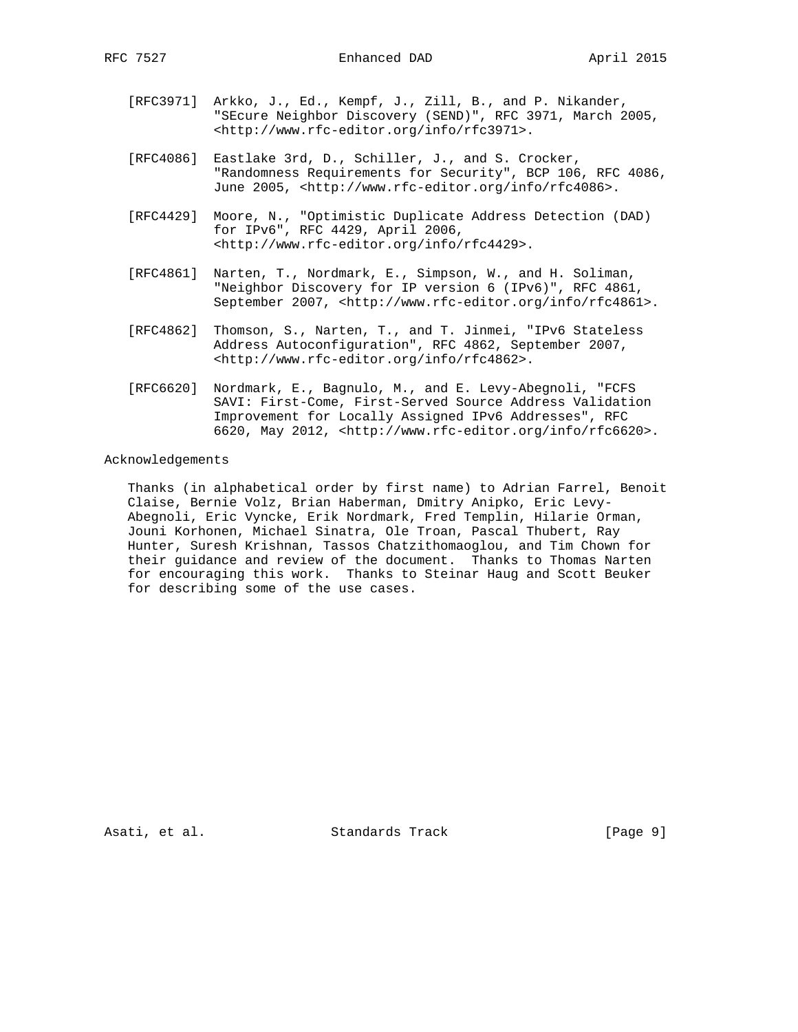[RFC3971] Arkko, J., Ed., Kempf, J., Zill, B., and P. Nikander, "SEcure Neighbor Discovery (SEND)", RFC 3971, March 2005, <http://www.rfc-editor.org/info/rfc3971>.

[RFC4086] Eastlake 3rd, D., Schiller, J., and S. Crocker, "Randomness Requirements for Security", BCP 106, RFC 4086, June 2005, <http://www.rfc-editor.org/info/rfc4086>.

[RFC4429] Moore, N., "Optimistic Duplicate Address Detection (DAD) for IPv6", RFC 4429, April 2006, <http://www.rfc-editor.org/info/rfc4429>.

[RFC4861] Narten, T., Nordmark, E., Simpson, W., and H. Soliman, "Neighbor Discovery for IP version 6 (IPv6)", RFC 4861, September 2007, <http://www.rfc-editor.org/info/rfc4861>.

[RFC4862] Thomson, S., Narten, T., and T. Jinmei, "IPv6 Stateless Address Autoconfiguration", RFC 4862, September 2007, <http://www.rfc-editor.org/info/rfc4862>.

[RFC6620] Nordmark, E., Bagnulo, M., and E. Levy-Abegnoli, "FCFS SAVI: First-Come, First-Served Source Address Validation Improvement for Locally Assigned IPv6 Addresses", RFC 6620, May 2012, <http://www.rfc-editor.org/info/rfc6620>.

## Acknowledgements

Thanks (in alphabetical order by first name) to Adrian Farrel, Benoit Claise, Bernie Volz, Brian Haberman, Dmitry Anipko, Eric Levy-Abegnoli, Eric Vyncke, Erik Nordmark, Fred Templin, Hilarie Orman, Jouni Korhonen, Michael Sinatra, Ole Troan, Pascal Thubert, Ray Hunter, Suresh Krishnan, Tassos Chatzithomaoglou, and Tim Chown for their guidance and review of the document. Thanks to Thomas Narten for encouraging this work. Thanks to Steinar Haug and Scott Beuker for describing some of the use cases.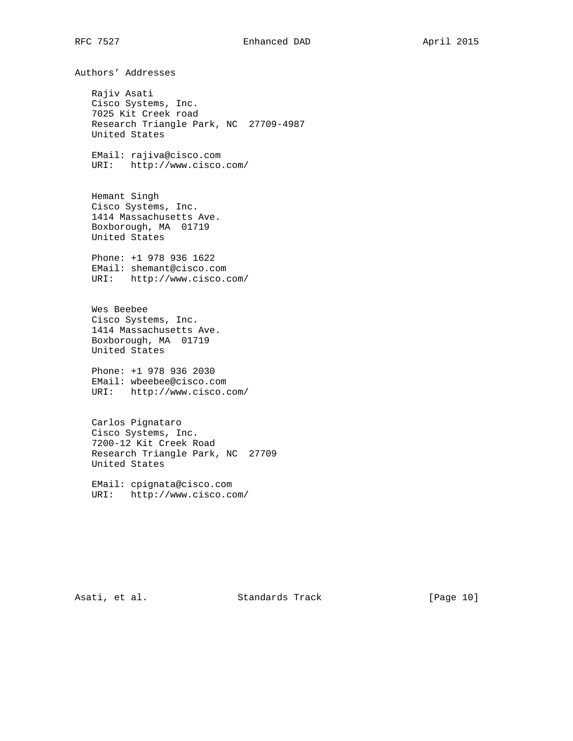## Authors' Addresses

Rajiv Asati
Cisco Systems, Inc.
7025 Kit Creek road
Research Triangle Park, NC  27709-4987
United States

EMail: rajiva@cisco.com
URI:   http://www.cisco.com/

Hemant Singh
Cisco Systems, Inc.
1414 Massachusetts Ave.
Boxborough, MA  01719
United States

Phone: +1 978 936 1622
EMail: shemant@cisco.com
URI:   http://www.cisco.com/

Wes Beebee
Cisco Systems, Inc.
1414 Massachusetts Ave.
Boxborough, MA  01719
United States

Phone: +1 978 936 2030
EMail: wbeebee@cisco.com
URI:   http://www.cisco.com/

Carlos Pignataro
Cisco Systems, Inc.
7200-12 Kit Creek Road
Research Triangle Park, NC  27709
United States

EMail: cpignata@cisco.com
URI:   http://www.cisco.com/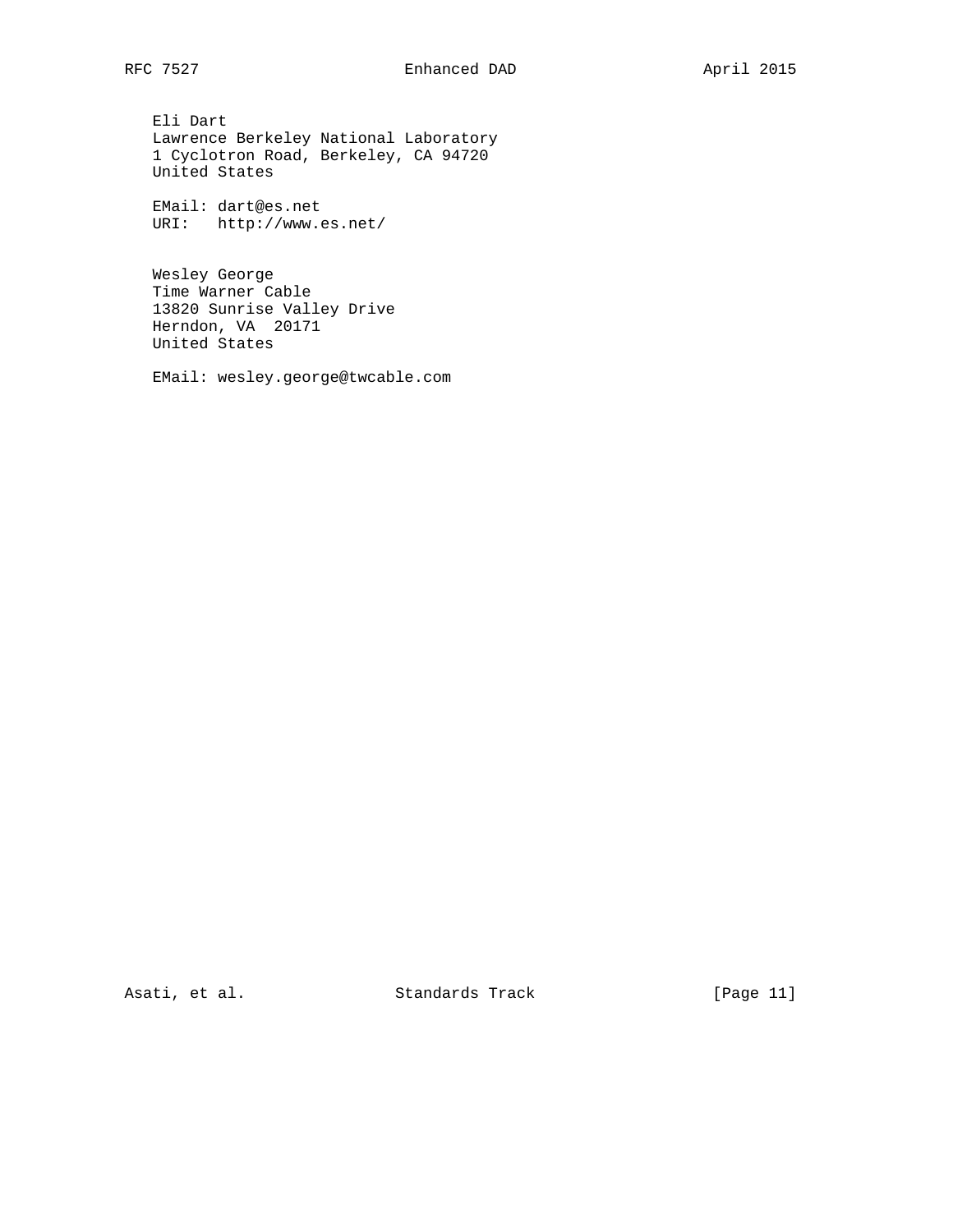Eli Dart
Lawrence Berkeley National Laboratory
1 Cyclotron Road, Berkeley, CA 94720
United States

EMail: dart@es.net
URI:   http://www.es.net/

Wesley George
Time Warner Cable
13820 Sunrise Valley Drive
Herndon, VA  20171
United States

EMail: wesley.george@twcable.com